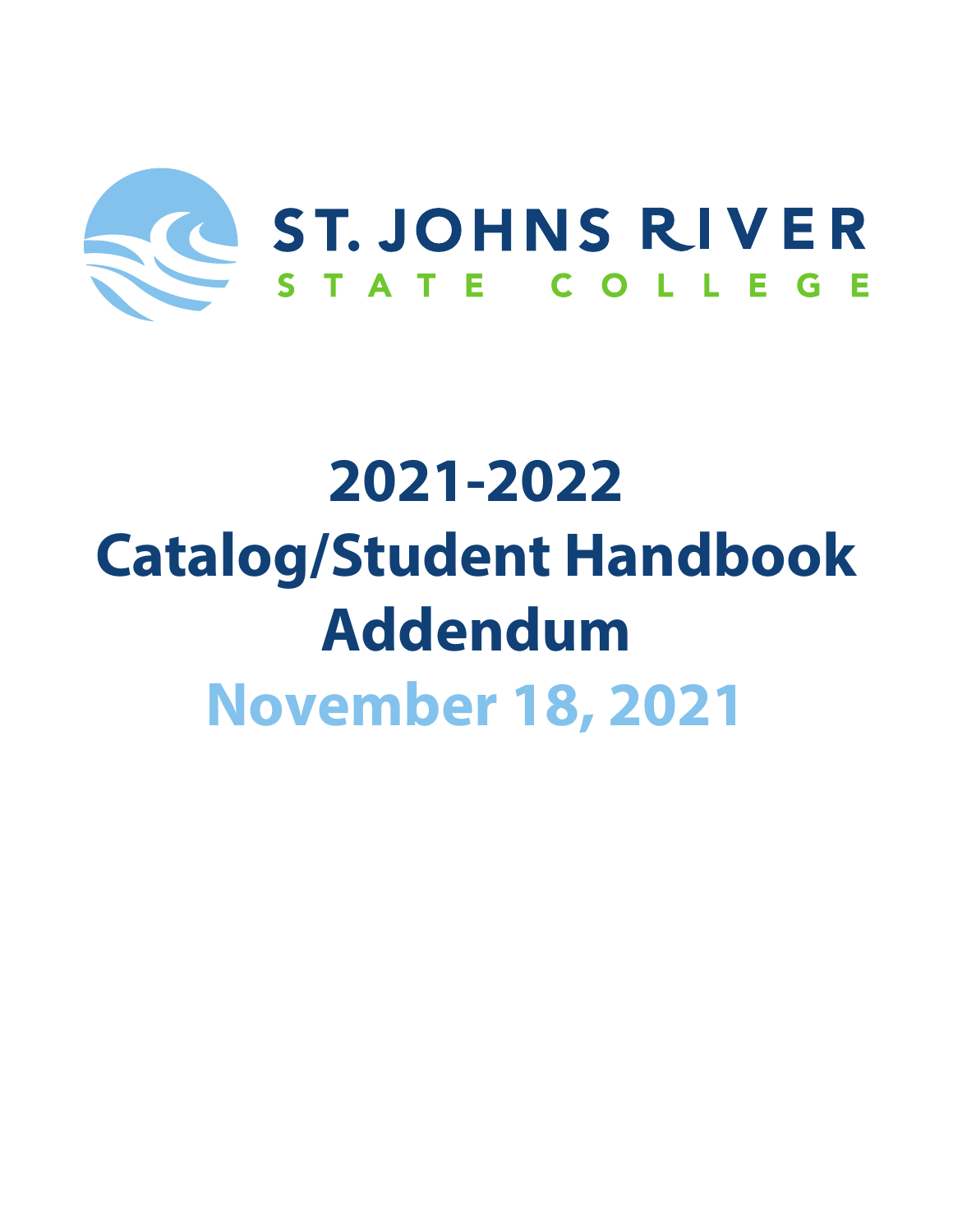ST. JOHNS RIVER

STATE COLLEGE

# 2021-2022
# Catalog/Student Handbook
# Addendum

## November 18, 2021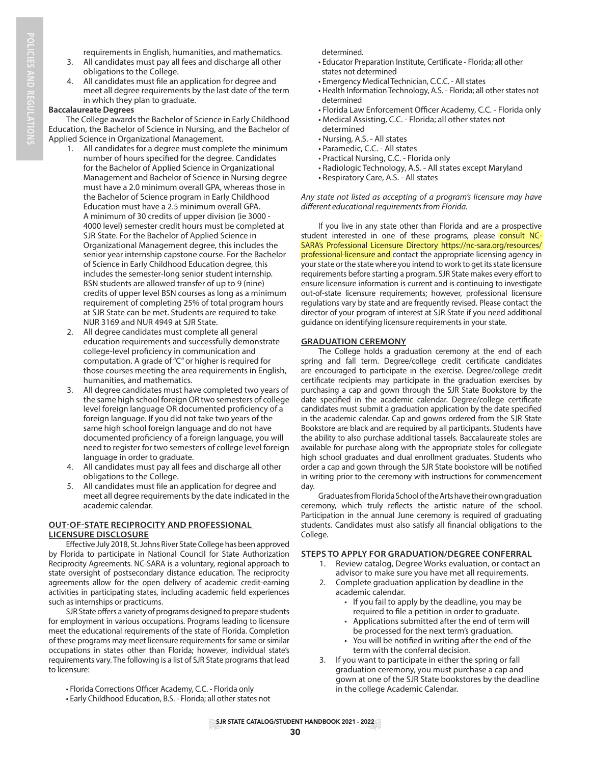requirements in English, humanities, and mathematics.

3. All candidates must pay all fees and discharge all other obligations to the College.
4. All candidates must file an application for degree and meet all degree requirements by the last date of the term in which they plan to graduate.

**Baccalaureate Degrees**

The College awards the Bachelor of Science in Early Childhood Education, the Bachelor of Science in Nursing, and the Bachelor of Applied Science in Organizational Management.

1. All candidates for a degree must complete the minimum number of hours specified for the degree. Candidates for the Bachelor of Applied Science in Organizational Management and Bachelor of Science in Nursing degree must have a 2.0 minimum overall GPA, whereas those in the Bachelor of Science program in Early Childhood Education must have a 2.5 minimum overall GPA. A minimum of 30 credits of upper division (ie 3000 - 4000 level) semester credit hours must be completed at SJR State. For the Bachelor of Applied Science in Organizational Management degree, this includes the senior year internship capstone course. For the Bachelor of Science in Early Childhood Education degree, this includes the semester-long senior student internship. BSN students are allowed transfer of up to 9 (nine) credits of upper level BSN courses as long as a minimum requirement of completing 25% of total program hours at SJR State can be met. Students are required to take NUR 3169 and NUR 4949 at SJR State.
2. All degree candidates must complete all general education requirements and successfully demonstrate college-level proficiency in communication and computation. A grade of "C" or higher is required for those courses meeting the area requirements in English, humanities, and mathematics.
3. All degree candidates must have completed two years of the same high school foreign OR two semesters of college level foreign language OR documented proficiency of a foreign language. If you did not take two years of the same high school foreign language and do not have documented proficiency of a foreign language, you will need to register for two semesters of college level foreign language in order to graduate.
4. All candidates must pay all fees and discharge all other obligations to the College.
5. All candidates must file an application for degree and meet all degree requirements by the date indicated in the academic calendar.

## OUT-OF-STATE RECIPROCITY AND PROFESSIONAL LICENSURE DISCLOSURE

Effective July 2018, St. Johns River State College has been approved by Florida to participate in National Council for State Authorization Reciprocity Agreements. NC-SARA is a voluntary, regional approach to state oversight of postsecondary distance education. The reciprocity agreements allow for the open delivery of academic credit-earning activities in participating states, including academic field experiences such as internships or practicums.

SJR State offers a variety of programs designed to prepare students for employment in various occupations. Programs leading to licensure meet the educational requirements of the state of Florida. Completion of these programs may meet licensure requirements for same or similar occupations in states other than Florida; however, individual state's requirements vary. The following is a list of SJR State programs that lead to licensure:

- Florida Corrections Officer Academy, C.C. - Florida only
- Early Childhood Education, B.S. - Florida; all other states not determined.
- Educator Preparation Institute, Certificate - Florida; all other states not determined
- Emergency Medical Technician, C.C.C. - All states
- Health Information Technology, A.S. - Florida; all other states not determined
- Florida Law Enforcement Officer Academy, C.C. - Florida only
- Medical Assisting, C.C. - Florida; all other states not determined
- Nursing, A.S. - All states
- Paramedic, C.C. - All states
- Practical Nursing, C.C. - Florida only
- Radiologic Technology, A.S. - All states except Maryland
- Respiratory Care, A.S. - All states

*Any state not listed as accepting of a program's licensure may have different educational requirements from Florida.*

If you live in any state other than Florida and are a prospective student interested in one of these programs, please consult NC-SARA's Professional Licensure Directory https://nc-sara.org/resources/professional-licensure and contact the appropriate licensing agency in your state or the state where you intend to work to get its state licensure requirements before starting a program. SJR State makes every effort to ensure licensure information is current and is continuing to investigate out-of-state licensure requirements; however, professional licensure regulations vary by state and are frequently revised. Please contact the director of your program of interest at SJR State if you need additional guidance on identifying licensure requirements in your state.

## GRADUATION CEREMONY

The College holds a graduation ceremony at the end of each spring and fall term. Degree/college credit certificate candidates are encouraged to participate in the exercise. Degree/college credit certificate recipients may participate in the graduation exercises by purchasing a cap and gown through the SJR State Bookstore by the date specified in the academic calendar. Degree/college certificate candidates must submit a graduation application by the date specified in the academic calendar. Cap and gowns ordered from the SJR State Bookstore are black and are required by all participants. Students have the ability to also purchase additional tassels. Baccalaureate stoles are available for purchase along with the appropriate stoles for collegiate high school graduates and dual enrollment graduates. Students who order a cap and gown through the SJR State bookstore will be notified in writing prior to the ceremony with instructions for commencement day.

Graduates from Florida School of the Arts have their own graduation ceremony, which truly reflects the artistic nature of the school. Participation in the annual June ceremony is required of graduating students. Candidates must also satisfy all financial obligations to the College.

## STEPS TO APPLY FOR GRADUATION/DEGREE CONFERRAL

1. Review catalog, Degree Works evaluation, or contact an advisor to make sure you have met all requirements.
2. Complete graduation application by deadline in the academic calendar.
   - If you fail to apply by the deadline, you may be required to file a petition in order to graduate.
   - Applications submitted after the end of term will be processed for the next term's graduation.
   - You will be notified in writing after the end of the term with the conferral decision.
3. If you want to participate in either the spring or fall graduation ceremony, you must purchase a cap and gown at one of the SJR State bookstores by the deadline in the college Academic Calendar.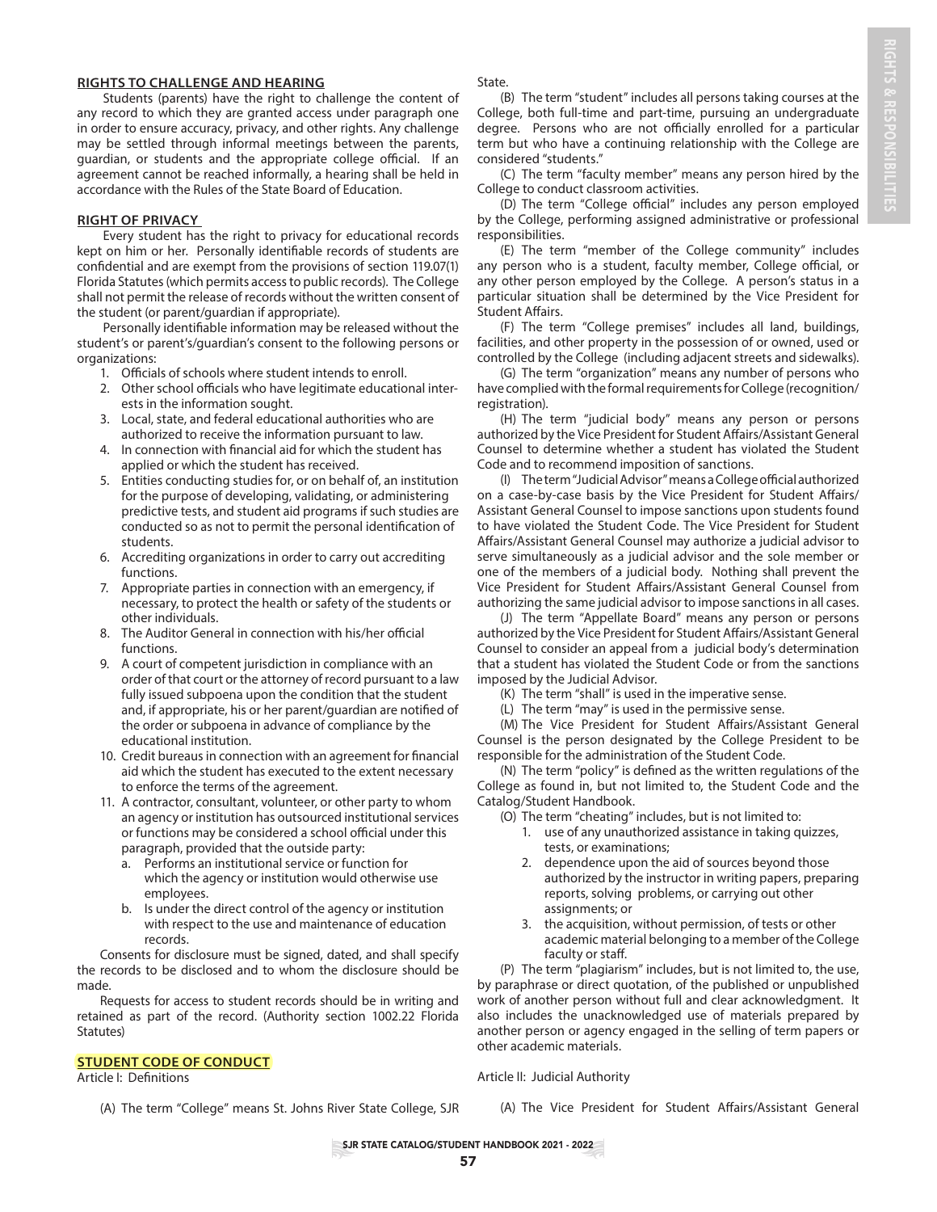**RIGHTS TO CHALLENGE AND HEARING**

Students (parents) have the right to challenge the content of any record to which they are granted access under paragraph one in order to ensure accuracy, privacy, and other rights. Any challenge may be settled through informal meetings between the parents, guardian, or students and the appropriate college official. If an agreement cannot be reached informally, a hearing shall be held in accordance with the Rules of the State Board of Education.

**RIGHT OF PRIVACY**

Every student has the right to privacy for educational records kept on him or her. Personally identifiable records of students are confidential and are exempt from the provisions of section 119.07(1) Florida Statutes (which permits access to public records). The College shall not permit the release of records without the written consent of the student (or parent/guardian if appropriate).

Personally identifiable information may be released without the student's or parent's/guardian's consent to the following persons or organizations:

1. Officials of schools where student intends to enroll.
2. Other school officials who have legitimate educational interests in the information sought.
3. Local, state, and federal educational authorities who are authorized to receive the information pursuant to law.
4. In connection with financial aid for which the student has applied or which the student has received.
5. Entities conducting studies for, or on behalf of, an institution for the purpose of developing, validating, or administering predictive tests, and student aid programs if such studies are conducted so as not to permit the personal identification of students.
6. Accrediting organizations in order to carry out accrediting functions.
7. Appropriate parties in connection with an emergency, if necessary, to protect the health or safety of the students or other individuals.
8. The Auditor General in connection with his/her official functions.
9. A court of competent jurisdiction in compliance with an order of that court or the attorney of record pursuant to a law fully issued subpoena upon the condition that the student and, if appropriate, his or her parent/guardian are notified of the order or subpoena in advance of compliance by the educational institution.
10. Credit bureaus in connection with an agreement for financial aid which the student has executed to the extent necessary to enforce the terms of the agreement.
11. A contractor, consultant, volunteer, or other party to whom an agency or institution has outsourced institutional services or functions may be considered a school official under this paragraph, provided that the outside party:
    a. Performs an institutional service or function for which the agency or institution would otherwise use employees.
    b. Is under the direct control of the agency or institution with respect to the use and maintenance of education records.

Consents for disclosure must be signed, dated, and shall specify the records to be disclosed and to whom the disclosure should be made.

Requests for access to student records should be in writing and retained as part of the record. (Authority section 1002.22 Florida Statutes)

**STUDENT CODE OF CONDUCT**

Article I: Definitions

(A) The term "College" means St. Johns River State College, SJR State.

(B) The term "student" includes all persons taking courses at the College, both full-time and part-time, pursuing an undergraduate degree. Persons who are not officially enrolled for a particular term but who have a continuing relationship with the College are considered "students."

(C) The term "faculty member" means any person hired by the College to conduct classroom activities.

(D) The term "College official" includes any person employed by the College, performing assigned administrative or professional responsibilities.

(E) The term "member of the College community" includes any person who is a student, faculty member, College official, or any other person employed by the College. A person's status in a particular situation shall be determined by the Vice President for Student Affairs.

(F) The term "College premises" includes all land, buildings, facilities, and other property in the possession of or owned, used or controlled by the College (including adjacent streets and sidewalks).

(G) The term "organization" means any number of persons who have complied with the formal requirements for College (recognition/registration).

(H) The term "judicial body" means any person or persons authorized by the Vice President for Student Affairs/Assistant General Counsel to determine whether a student has violated the Student Code and to recommend imposition of sanctions.

(I) The term "Judicial Advisor" means a College official authorized on a case-by-case basis by the Vice President for Student Affairs/Assistant General Counsel to impose sanctions upon students found to have violated the Student Code. The Vice President for Student Affairs/Assistant General Counsel may authorize a judicial advisor to serve simultaneously as a judicial advisor and the sole member or one of the members of a judicial body. Nothing shall prevent the Vice President for Student Affairs/Assistant General Counsel from authorizing the same judicial advisor to impose sanctions in all cases.

(J) The term "Appellate Board" means any person or persons authorized by the Vice President for Student Affairs/Assistant General Counsel to consider an appeal from a judicial body's determination that a student has violated the Student Code or from the sanctions imposed by the Judicial Advisor.

(K) The term "shall" is used in the imperative sense.

(L) The term "may" is used in the permissive sense.

(M) The Vice President for Student Affairs/Assistant General Counsel is the person designated by the College President to be responsible for the administration of the Student Code.

(N) The term "policy" is defined as the written regulations of the College as found in, but not limited to, the Student Code and the Catalog/Student Handbook.

(O) The term "cheating" includes, but is not limited to:

1. use of any unauthorized assistance in taking quizzes, tests, or examinations;
2. dependence upon the aid of sources beyond those authorized by the instructor in writing papers, preparing reports, solving problems, or carrying out other assignments; or
3. the acquisition, without permission, of tests or other academic material belonging to a member of the College faculty or staff.

(P) The term "plagiarism" includes, but is not limited to, the use, by paraphrase or direct quotation, of the published or unpublished work of another person without full and clear acknowledgment. It also includes the unacknowledged use of materials prepared by another person or agency engaged in the selling of term papers or other academic materials.

Article II: Judicial Authority

(A) The Vice President for Student Affairs/Assistant General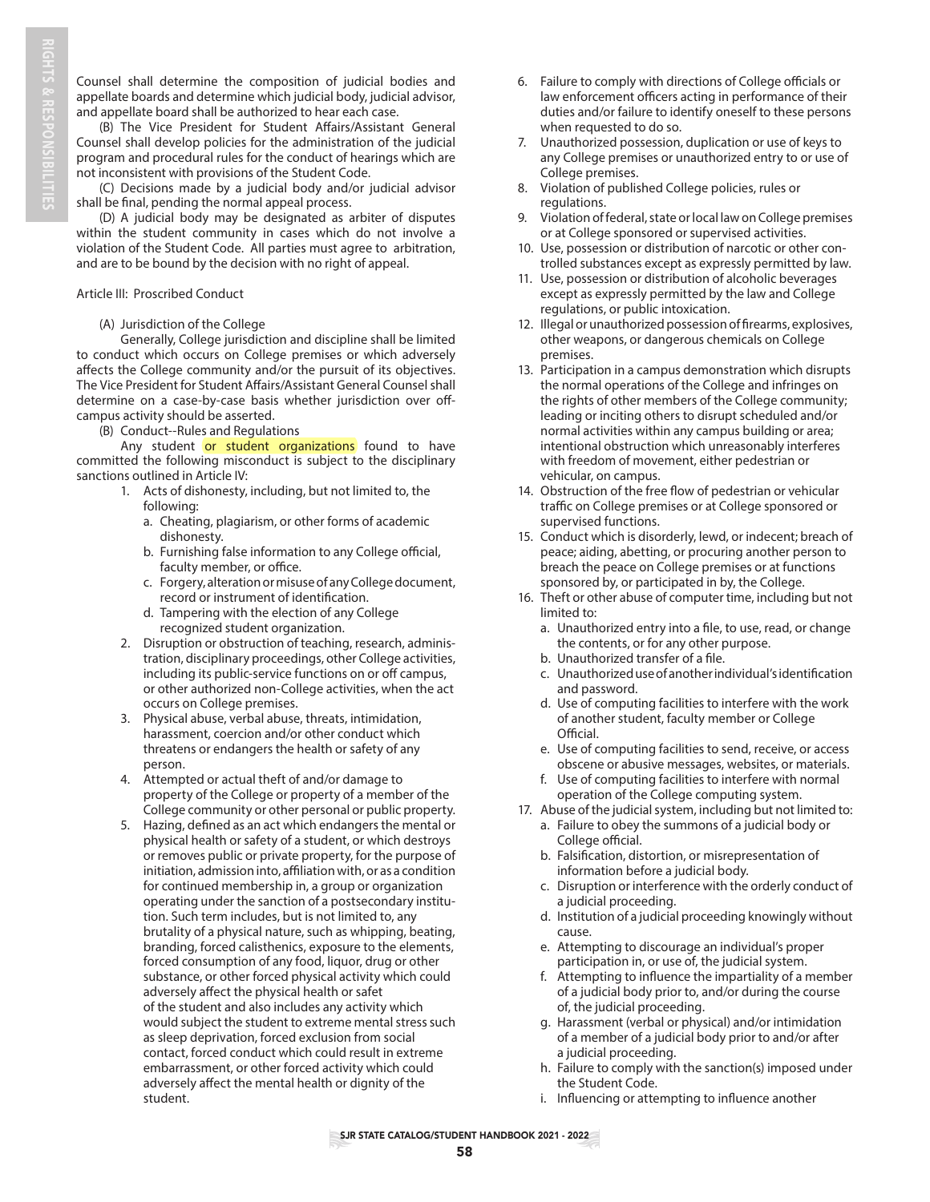Counsel shall determine the composition of judicial bodies and appellate boards and determine which judicial body, judicial advisor, and appellate board shall be authorized to hear each case.

(B) The Vice President for Student Affairs/Assistant General Counsel shall develop policies for the administration of the judicial program and procedural rules for the conduct of hearings which are not inconsistent with provisions of the Student Code.

(C) Decisions made by a judicial body and/or judicial advisor shall be final, pending the normal appeal process.

(D) A judicial body may be designated as arbiter of disputes within the student community in cases which do not involve a violation of the Student Code. All parties must agree to arbitration, and are to be bound by the decision with no right of appeal.

Article III: Proscribed Conduct

(A) Jurisdiction of the College

Generally, College jurisdiction and discipline shall be limited to conduct which occurs on College premises or which adversely affects the College community and/or the pursuit of its objectives. The Vice President for Student Affairs/Assistant General Counsel shall determine on a case-by-case basis whether jurisdiction over off-campus activity should be asserted.

(B) Conduct--Rules and Regulations

Any student or student organizations found to have committed the following misconduct is subject to the disciplinary sanctions outlined in Article IV:

1. Acts of dishonesty, including, but not limited to, the following:
   a. Cheating, plagiarism, or other forms of academic dishonesty.
   b. Furnishing false information to any College official, faculty member, or office.
   c. Forgery, alteration or misuse of any College document, record or instrument of identification.
   d. Tampering with the election of any College recognized student organization.
2. Disruption or obstruction of teaching, research, administration, disciplinary proceedings, other College activities, including its public-service functions on or off campus, or other authorized non-College activities, when the act occurs on College premises.
3. Physical abuse, verbal abuse, threats, intimidation, harassment, coercion and/or other conduct which threatens or endangers the health or safety of any person.
4. Attempted or actual theft of and/or damage to property of the College or property of a member of the College community or other personal or public property.
5. Hazing, defined as an act which endangers the mental or physical health or safety of a student, or which destroys or removes public or private property, for the purpose of initiation, admission into, affiliation with, or as a condition for continued membership in, a group or organization operating under the sanction of a postsecondary institution. Such term includes, but is not limited to, any brutality of a physical nature, such as whipping, beating, branding, forced calisthenics, exposure to the elements, forced consumption of any food, liquor, drug or other substance, or other forced physical activity which could adversely affect the physical health or safet of the student and also includes any activity which would subject the student to extreme mental stress such as sleep deprivation, forced exclusion from social contact, forced conduct which could result in extreme embarrassment, or other forced activity which could adversely affect the mental health or dignity of the student.
6. Failure to comply with directions of College officials or law enforcement officers acting in performance of their duties and/or failure to identify oneself to these persons when requested to do so.
7. Unauthorized possession, duplication or use of keys to any College premises or unauthorized entry to or use of College premises.
8. Violation of published College policies, rules or regulations.
9. Violation of federal, state or local law on College premises or at College sponsored or supervised activities.
10. Use, possession or distribution of narcotic or other controlled substances except as expressly permitted by law.
11. Use, possession or distribution of alcoholic beverages except as expressly permitted by the law and College regulations, or public intoxication.
12. Illegal or unauthorized possession of firearms, explosives, other weapons, or dangerous chemicals on College premises.
13. Participation in a campus demonstration which disrupts the normal operations of the College and infringes on the rights of other members of the College community; leading or inciting others to disrupt scheduled and/or normal activities within any campus building or area; intentional obstruction which unreasonably interferes with freedom of movement, either pedestrian or vehicular, on campus.
14. Obstruction of the free flow of pedestrian or vehicular traffic on College premises or at College sponsored or supervised functions.
15. Conduct which is disorderly, lewd, or indecent; breach of peace; aiding, abetting, or procuring another person to breach the peace on College premises or at functions sponsored by, or participated in by, the College.
16. Theft or other abuse of computer time, including but not limited to:
    a. Unauthorized entry into a file, to use, read, or change the contents, or for any other purpose.
    b. Unauthorized transfer of a file.
    c. Unauthorized use of another individual's identification and password.
    d. Use of computing facilities to interfere with the work of another student, faculty member or College Official.
    e. Use of computing facilities to send, receive, or access obscene or abusive messages, websites, or materials.
    f. Use of computing facilities to interfere with normal operation of the College computing system.
17. Abuse of the judicial system, including but not limited to:
    a. Failure to obey the summons of a judicial body or College official.
    b. Falsification, distortion, or misrepresentation of information before a judicial body.
    c. Disruption or interference with the orderly conduct of a judicial proceeding.
    d. Institution of a judicial proceeding knowingly without cause.
    e. Attempting to discourage an individual's proper participation in, or use of, the judicial system.
    f. Attempting to influence the impartiality of a member of a judicial body prior to, and/or during the course of, the judicial proceeding.
    g. Harassment (verbal or physical) and/or intimidation of a member of a judicial body prior to and/or after a judicial proceeding.
    h. Failure to comply with the sanction(s) imposed under the Student Code.
    i. Influencing or attempting to influence another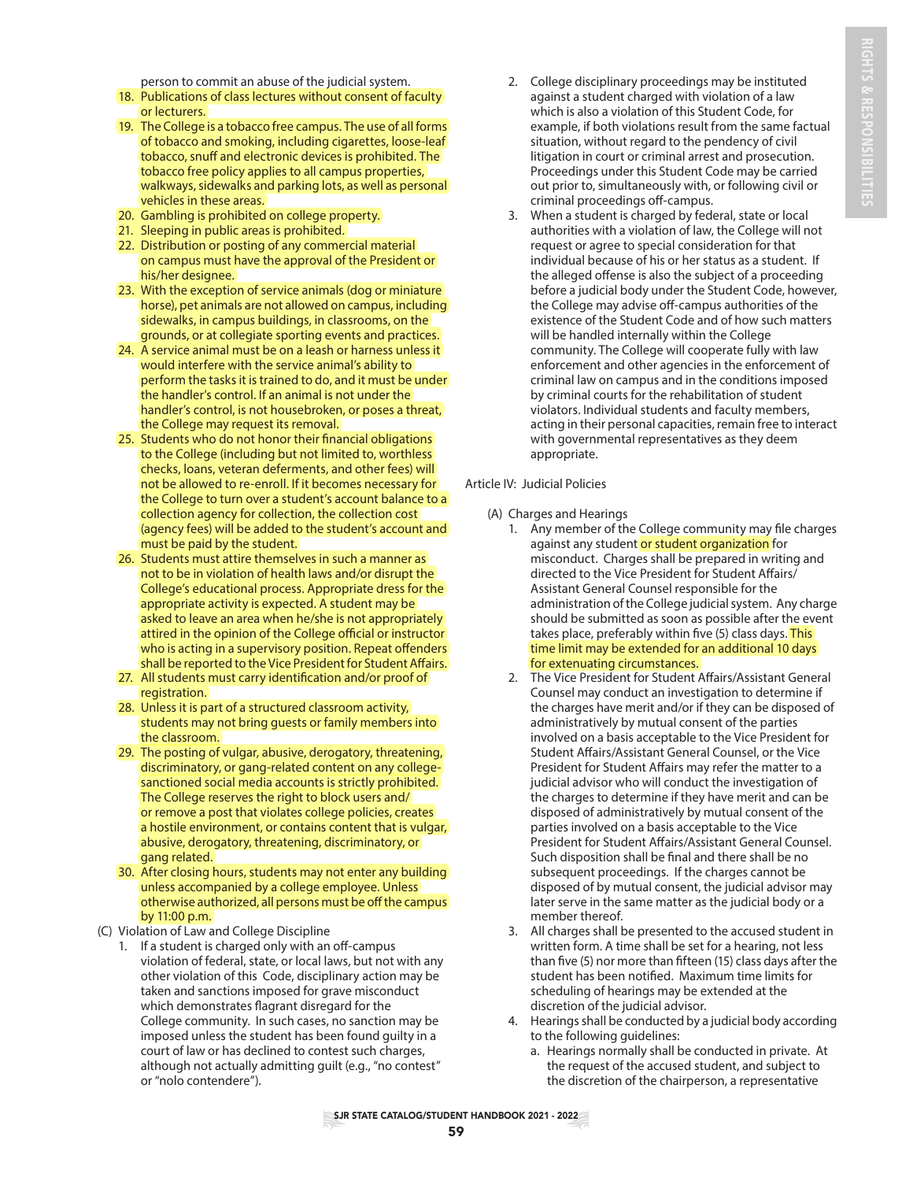person to commit an abuse of the judicial system.

18. Publications of class lectures without consent of faculty or lecturers.
19. The College is a tobacco free campus. The use of all forms of tobacco and smoking, including cigarettes, loose-leaf tobacco, snuff and electronic devices is prohibited. The tobacco free policy applies to all campus properties, walkways, sidewalks and parking lots, as well as personal vehicles in these areas.
20. Gambling is prohibited on college property.
21. Sleeping in public areas is prohibited.
22. Distribution or posting of any commercial material on campus must have the approval of the President or his/her designee.
23. With the exception of service animals (dog or miniature horse), pet animals are not allowed on campus, including sidewalks, in campus buildings, in classrooms, on the grounds, or at collegiate sporting events and practices.
24. A service animal must be on a leash or harness unless it would interfere with the service animal's ability to perform the tasks it is trained to do, and it must be under the handler's control. If an animal is not under the handler's control, is not housebroken, or poses a threat, the College may request its removal.
25. Students who do not honor their financial obligations to the College (including but not limited to, worthless checks, loans, veteran deferments, and other fees) will not be allowed to re-enroll. If it becomes necessary for the College to turn over a student's account balance to a collection agency for collection, the collection cost (agency fees) will be added to the student's account and must be paid by the student.
26. Students must attire themselves in such a manner as not to be in violation of health laws and/or disrupt the College's educational process. Appropriate dress for the appropriate activity is expected. A student may be asked to leave an area when he/she is not appropriately attired in the opinion of the College official or instructor who is acting in a supervisory position. Repeat offenders shall be reported to the Vice President for Student Affairs.
27. All students must carry identification and/or proof of registration.
28. Unless it is part of a structured classroom activity, students may not bring guests or family members into the classroom.
29. The posting of vulgar, abusive, derogatory, threatening, discriminatory, or gang-related content on any college-sanctioned social media accounts is strictly prohibited. The College reserves the right to block users and/or remove a post that violates college policies, creates a hostile environment, or contains content that is vulgar, abusive, derogatory, threatening, discriminatory, or gang related.
30. After closing hours, students may not enter any building unless accompanied by a college employee. Unless otherwise authorized, all persons must be off the campus by 11:00 p.m.

(C) Violation of Law and College Discipline

1. If a student is charged only with an off-campus violation of federal, state, or local laws, but not with any other violation of this Code, disciplinary action may be taken and sanctions imposed for grave misconduct which demonstrates flagrant disregard for the College community. In such cases, no sanction may be imposed unless the student has been found guilty in a court of law or has declined to contest such charges, although not actually admitting guilt (e.g., "no contest" or "nolo contendere").
2. College disciplinary proceedings may be instituted against a student charged with violation of a law which is also a violation of this Student Code, for example, if both violations result from the same factual situation, without regard to the pendency of civil litigation in court or criminal arrest and prosecution. Proceedings under this Student Code may be carried out prior to, simultaneously with, or following civil or criminal proceedings off-campus.
3. When a student is charged by federal, state or local authorities with a violation of law, the College will not request or agree to special consideration for that individual because of his or her status as a student. If the alleged offense is also the subject of a proceeding before a judicial body under the Student Code, however, the College may advise off-campus authorities of the existence of the Student Code and of how such matters will be handled internally within the College community. The College will cooperate fully with law enforcement and other agencies in the enforcement of criminal law on campus and in the conditions imposed by criminal courts for the rehabilitation of student violators. Individual students and faculty members, acting in their personal capacities, remain free to interact with governmental representatives as they deem appropriate.

Article IV: Judicial Policies

(A) Charges and Hearings

1. Any member of the College community may file charges against any student or student organization for misconduct. Charges shall be prepared in writing and directed to the Vice President for Student Affairs/Assistant General Counsel responsible for the administration of the College judicial system. Any charge should be submitted as soon as possible after the event takes place, preferably within five (5) class days. This time limit may be extended for an additional 10 days for extenuating circumstances.
2. The Vice President for Student Affairs/Assistant General Counsel may conduct an investigation to determine if the charges have merit and/or if they can be disposed of administratively by mutual consent of the parties involved on a basis acceptable to the Vice President for Student Affairs/Assistant General Counsel, or the Vice President for Student Affairs may refer the matter to a judicial advisor who will conduct the investigation of the charges to determine if they have merit and can be disposed of administratively by mutual consent of the parties involved on a basis acceptable to the Vice President for Student Affairs/Assistant General Counsel. Such disposition shall be final and there shall be no subsequent proceedings. If the charges cannot be disposed of by mutual consent, the judicial advisor may later serve in the same matter as the judicial body or a member thereof.
3. All charges shall be presented to the accused student in written form. A time shall be set for a hearing, not less than five (5) nor more than fifteen (15) class days after the student has been notified. Maximum time limits for scheduling of hearings may be extended at the discretion of the judicial advisor.
4. Hearings shall be conducted by a judicial body according to the following guidelines:
   a. Hearings normally shall be conducted in private. At the request of the accused student, and subject to the discretion of the chairperson, a representative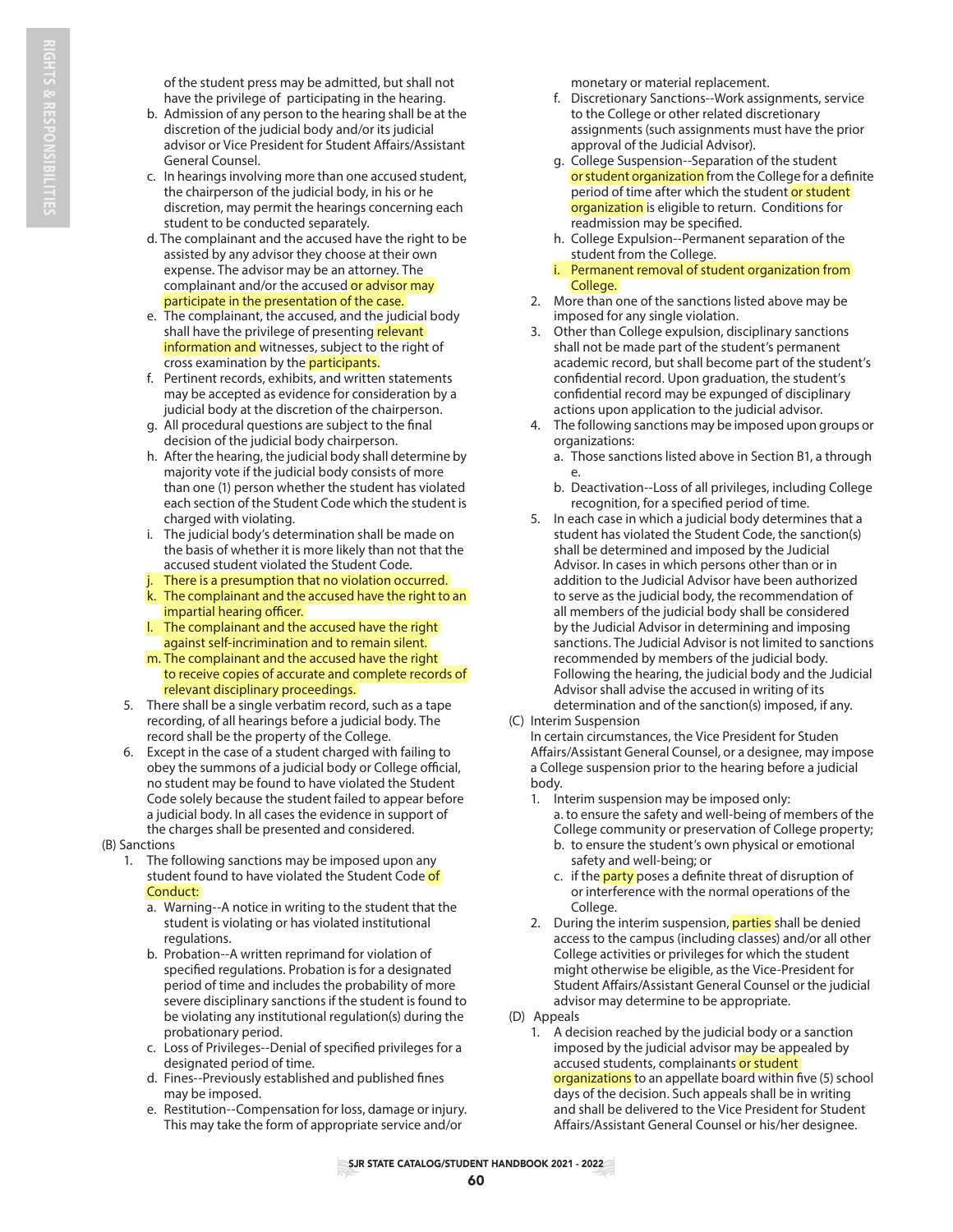of the student press may be admitted, but shall not have the privilege of participating in the hearing.

b. Admission of any person to the hearing shall be at the discretion of the judicial body and/or its judicial advisor or Vice President for Student Affairs/Assistant General Counsel.

c. In hearings involving more than one accused student, the chairperson of the judicial body, in his or he discretion, may permit the hearings concerning each student to be conducted separately.

d. The complainant and the accused have the right to be assisted by any advisor they choose at their own expense. The advisor may be an attorney. The complainant and/or the accused or advisor may participate in the presentation of the case.

e. The complainant, the accused, and the judicial body shall have the privilege of presenting relevant information and witnesses, subject to the right of cross examination by the participants.

f. Pertinent records, exhibits, and written statements may be accepted as evidence for consideration by a judicial body at the discretion of the chairperson.

g. All procedural questions are subject to the final decision of the judicial body chairperson.

h. After the hearing, the judicial body shall determine by majority vote if the judicial body consists of more than one (1) person whether the student has violated each section of the Student Code which the student is charged with violating.

i. The judicial body's determination shall be made on the basis of whether it is more likely than not that the accused student violated the Student Code.

j. There is a presumption that no violation occurred.

k. The complainant and the accused have the right to an impartial hearing officer.

l. The complainant and the accused have the right against self-incrimination and to remain silent.

m. The complainant and the accused have the right to receive copies of accurate and complete records of relevant disciplinary proceedings.

5. There shall be a single verbatim record, such as a tape recording, of all hearings before a judicial body. The record shall be the property of the College.

6. Except in the case of a student charged with failing to obey the summons of a judicial body or College official, no student may be found to have violated the Student Code solely because the student failed to appear before a judicial body. In all cases the evidence in support of the charges shall be presented and considered.

(B) Sanctions

1. The following sanctions may be imposed upon any student found to have violated the Student Code of Conduct:

   a. Warning--A notice in writing to the student that the student is violating or has violated institutional regulations.

   b. Probation--A written reprimand for violation of specified regulations. Probation is for a designated period of time and includes the probability of more severe disciplinary sanctions if the student is found to be violating any institutional regulation(s) during the probationary period.

   c. Loss of Privileges--Denial of specified privileges for a designated period of time.

   d. Fines--Previously established and published fines may be imposed.

   e. Restitution--Compensation for loss, damage or injury. This may take the form of appropriate service and/or monetary or material replacement.

   f. Discretionary Sanctions--Work assignments, service to the College or other related discretionary assignments (such assignments must have the prior approval of the Judicial Advisor).

   g. College Suspension--Separation of the student or student organization from the College for a definite period of time after which the student or student organization is eligible to return. Conditions for readmission may be specified.

   h. College Expulsion--Permanent separation of the student from the College.

   i. Permanent removal of student organization from College.

2. More than one of the sanctions listed above may be imposed for any single violation.

3. Other than College expulsion, disciplinary sanctions shall not be made part of the student's permanent academic record, but shall become part of the student's confidential record. Upon graduation, the student's confidential record may be expunged of disciplinary actions upon application to the judicial advisor.

4. The following sanctions may be imposed upon groups or organizations:

   a. Those sanctions listed above in Section B1, a through e.

   b. Deactivation--Loss of all privileges, including College recognition, for a specified period of time.

5. In each case in which a judicial body determines that a student has violated the Student Code, the sanction(s) shall be determined and imposed by the Judicial Advisor. In cases in which persons other than or in addition to the Judicial Advisor have been authorized to serve as the judicial body, the recommendation of all members of the judicial body shall be considered by the Judicial Advisor in determining and imposing sanctions. The Judicial Advisor is not limited to sanctions recommended by members of the judicial body. Following the hearing, the judicial body and the Judicial Advisor shall advise the accused in writing of its determination and of the sanction(s) imposed, if any.

(C) Interim Suspension

In certain circumstances, the Vice President for Studen Affairs/Assistant General Counsel, or a designee, may impose a College suspension prior to the hearing before a judicial body.

1. Interim suspension may be imposed only:

   a. to ensure the safety and well-being of members of the College community or preservation of College property;

   b. to ensure the student's own physical or emotional safety and well-being; or

   c. if the party poses a definite threat of disruption of or interference with the normal operations of the College.

2. During the interim suspension, parties shall be denied access to the campus (including classes) and/or all other College activities or privileges for which the student might otherwise be eligible, as the Vice-President for Student Affairs/Assistant General Counsel or the judicial advisor may determine to be appropriate.

(D) Appeals

1. A decision reached by the judicial body or a sanction imposed by the judicial advisor may be appealed by accused students, complainants or student organizations to an appellate board within five (5) school days of the decision. Such appeals shall be in writing and shall be delivered to the Vice President for Student Affairs/Assistant General Counsel or his/her designee.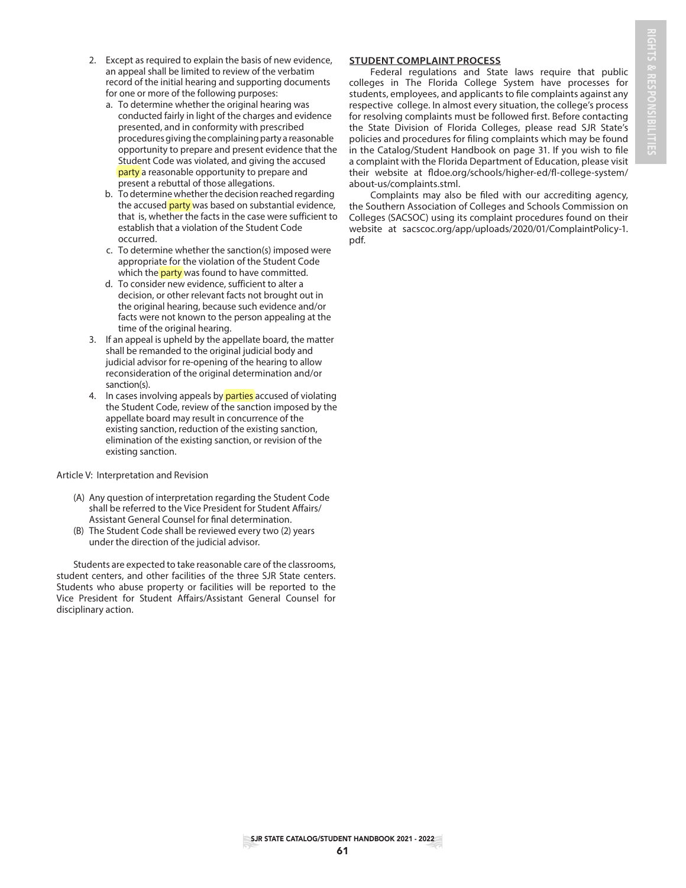2. Except as required to explain the basis of new evidence, an appeal shall be limited to review of the verbatim record of the initial hearing and supporting documents for one or more of the following purposes:
   a. To determine whether the original hearing was conducted fairly in light of the charges and evidence presented, and in conformity with prescribed procedures giving the complaining party a reasonable opportunity to prepare and present evidence that the Student Code was violated, and giving the accused party a reasonable opportunity to prepare and present a rebuttal of those allegations.
   b. To determine whether the decision reached regarding the accused party was based on substantial evidence, that is, whether the facts in the case were sufficient to establish that a violation of the Student Code occurred.
   c. To determine whether the sanction(s) imposed were appropriate for the violation of the Student Code which the party was found to have committed.
   d. To consider new evidence, sufficient to alter a decision, or other relevant facts not brought out in the original hearing, because such evidence and/or facts were not known to the person appealing at the time of the original hearing.
3. If an appeal is upheld by the appellate board, the matter shall be remanded to the original judicial body and judicial advisor for re-opening of the hearing to allow reconsideration of the original determination and/or sanction(s).
4. In cases involving appeals by parties accused of violating the Student Code, review of the sanction imposed by the appellate board may result in concurrence of the existing sanction, reduction of the existing sanction, elimination of the existing sanction, or revision of the existing sanction.

Article V: Interpretation and Revision

(A) Any question of interpretation regarding the Student Code shall be referred to the Vice President for Student Affairs/ Assistant General Counsel for final determination.

(B) The Student Code shall be reviewed every two (2) years under the direction of the judicial advisor.

Students are expected to take reasonable care of the classrooms, student centers, and other facilities of the three SJR State centers. Students who abuse property or facilities will be reported to the Vice President for Student Affairs/Assistant General Counsel for disciplinary action.

## STUDENT COMPLAINT PROCESS

Federal regulations and State laws require that public colleges in The Florida College System have processes for students, employees, and applicants to file complaints against any respective college. In almost every situation, the college's process for resolving complaints must be followed first. Before contacting the State Division of Florida Colleges, please read SJR State's policies and procedures for filing complaints which may be found in the Catalog/Student Handbook on page 31. If you wish to file a complaint with the Florida Department of Education, please visit their website at fldoe.org/schools/higher-ed/fl-college-system/about-us/complaints.stml.

Complaints may also be filed with our accrediting agency, the Southern Association of Colleges and Schools Commission on Colleges (SACSOC) using its complaint procedures found on their website at sacscoc.org/app/uploads/2020/01/ComplaintPolicy-1.pdf.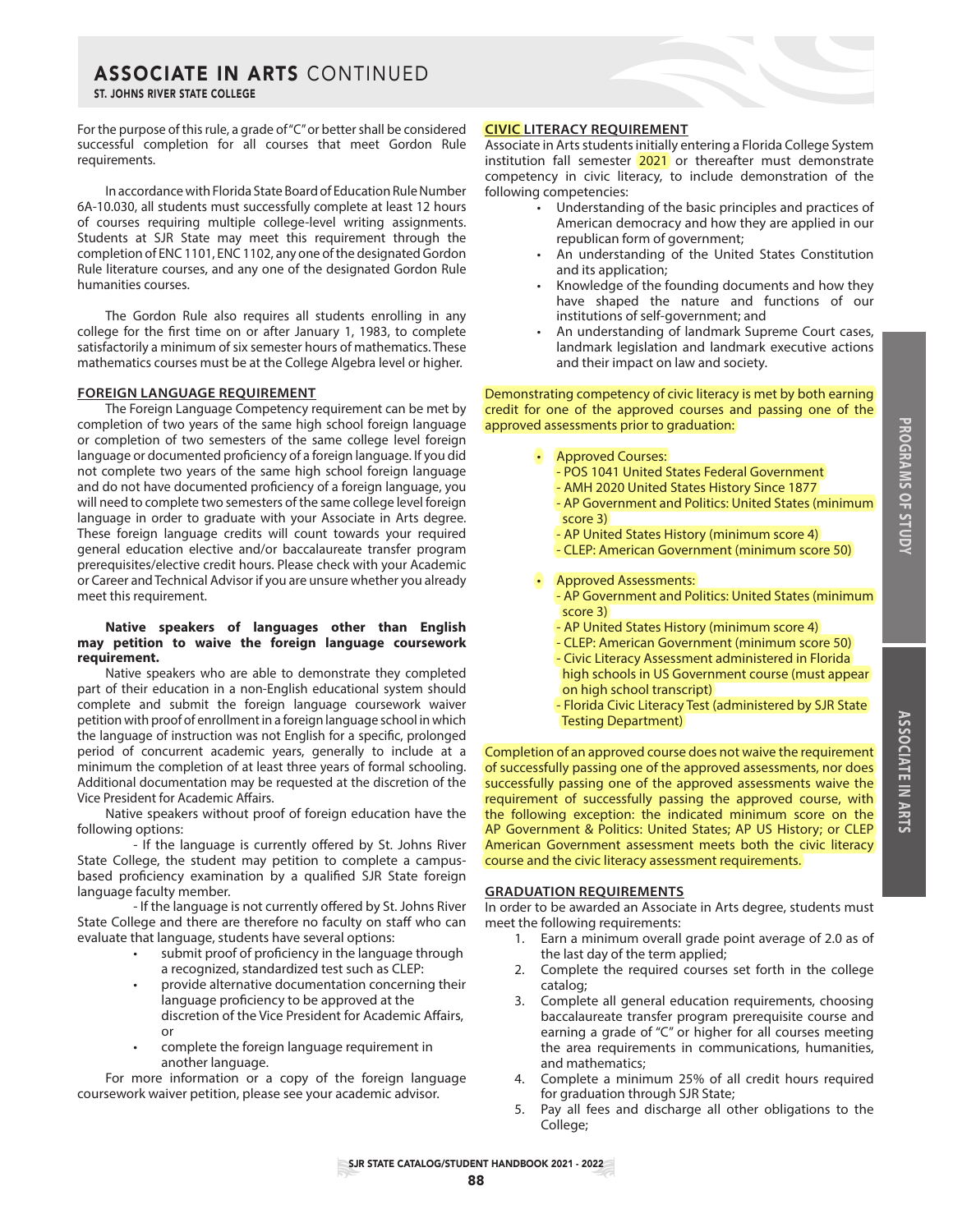For the purpose of this rule, a grade of "C" or better shall be considered successful completion for all courses that meet Gordon Rule requirements.

In accordance with Florida State Board of Education Rule Number 6A-10.030, all students must successfully complete at least 12 hours of courses requiring multiple college-level writing assignments. Students at SJR State may meet this requirement through the completion of ENC 1101, ENC 1102, any one of the designated Gordon Rule literature courses, and any one of the designated Gordon Rule humanities courses.

The Gordon Rule also requires all students enrolling in any college for the first time on or after January 1, 1983, to complete satisfactorily a minimum of six semester hours of mathematics. These mathematics courses must be at the College Algebra level or higher.

### FOREIGN LANGUAGE REQUIREMENT

The Foreign Language Competency requirement can be met by completion of two years of the same high school foreign language or completion of two semesters of the same college level foreign language or documented proficiency of a foreign language. If you did not complete two years of the same high school foreign language and do not have documented proficiency of a foreign language, you will need to complete two semesters of the same college level foreign language in order to graduate with your Associate in Arts degree. These foreign language credits will count towards your required general education elective and/or baccalaureate transfer program prerequisites/elective credit hours. Please check with your Academic or Career and Technical Advisor if you are unsure whether you already meet this requirement.

**Native speakers of languages other than English may petition to waive the foreign language coursework requirement.**

Native speakers who are able to demonstrate they completed part of their education in a non-English educational system should complete and submit the foreign language coursework waiver petition with proof of enrollment in a foreign language school in which the language of instruction was not English for a specific, prolonged period of concurrent academic years, generally to include at a minimum the completion of at least three years of formal schooling. Additional documentation may be requested at the discretion of the Vice President for Academic Affairs.

Native speakers without proof of foreign education have the following options:

- If the language is currently offered by St. Johns River State College, the student may petition to complete a campus-based proficiency examination by a qualified SJR State foreign language faculty member.

- If the language is not currently offered by St. Johns River State College and there are therefore no faculty on staff who can evaluate that language, students have several options:

- submit proof of proficiency in the language through a recognized, standardized test such as CLEP:
- provide alternative documentation concerning their language proficiency to be approved at the discretion of the Vice President for Academic Affairs, or
- complete the foreign language requirement in another language.

For more information or a copy of the foreign language coursework waiver petition, please see your academic advisor.

### CIVIC LITERACY REQUIREMENT

Associate in Arts students initially entering a Florida College System institution fall semester 2021 or thereafter must demonstrate competency in civic literacy, to include demonstration of the following competencies:

- Understanding of the basic principles and practices of American democracy and how they are applied in our republican form of government;
- An understanding of the United States Constitution and its application;
- Knowledge of the founding documents and how they have shaped the nature and functions of our institutions of self-government; and
- An understanding of landmark Supreme Court cases, landmark legislation and landmark executive actions and their impact on law and society.

Demonstrating competency of civic literacy is met by both earning credit for one of the approved courses and passing one of the approved assessments prior to graduation:

- Approved Courses:
  - POS 1041 United States Federal Government
  - AMH 2020 United States History Since 1877
  - AP Government and Politics: United States (minimum score 3)
  - AP United States History (minimum score 4)
  - CLEP: American Government (minimum score 50)

- Approved Assessments:
  - AP Government and Politics: United States (minimum score 3)
  - AP United States History (minimum score 4)
  - CLEP: American Government (minimum score 50)
  - Civic Literacy Assessment administered in Florida high schools in US Government course (must appear on high school transcript)
  - Florida Civic Literacy Test (administered by SJR State Testing Department)

Completion of an approved course does not waive the requirement of successfully passing one of the approved assessments, nor does successfully passing one of the approved assessments waive the requirement of successfully passing the approved course, with the following exception: the indicated minimum score on the AP Government & Politics: United States; AP US History; or CLEP American Government assessment meets both the civic literacy course and the civic literacy assessment requirements.

### GRADUATION REQUIREMENTS

In order to be awarded an Associate in Arts degree, students must meet the following requirements:

1. Earn a minimum overall grade point average of 2.0 as of the last day of the term applied;
2. Complete the required courses set forth in the college catalog;
3. Complete all general education requirements, choosing baccalaureate transfer program prerequisite course and earning a grade of "C" or higher for all courses meeting the area requirements in communications, humanities, and mathematics;
4. Complete a minimum 25% of all credit hours required for graduation through SJR State;
5. Pay all fees and discharge all other obligations to the College;